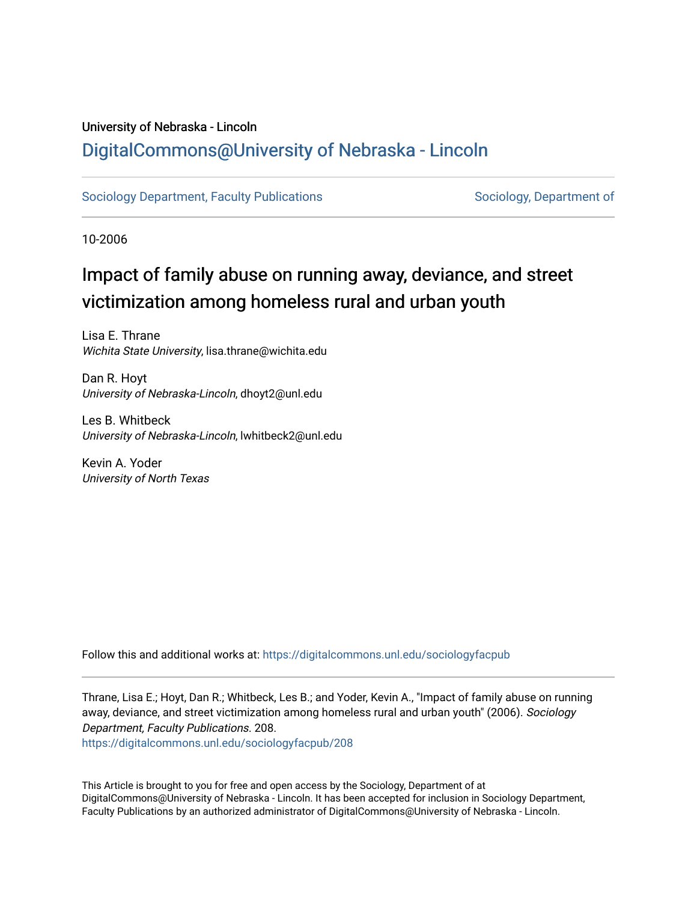University of Nebraska - Lincoln

## DigitalCommons@University of Nebraska - Lincoln

Sociology Department, Faculty Publications

Sociology, Department of

10-2006

# Impact of family abuse on running away, deviance, and street victimization among homeless rural and urban youth

Lisa E. Thrane
*Wichita State University*, lisa.thrane@wichita.edu

Dan R. Hoyt
*University of Nebraska-Lincoln*, dhoyt2@unl.edu

Les B. Whitbeck
*University of Nebraska-Lincoln*, lwhitbeck2@unl.edu

Kevin A. Yoder
*University of North Texas*

Follow this and additional works at: https://digitalcommons.unl.edu/sociologyfacpub

Thrane, Lisa E.; Hoyt, Dan R.; Whitbeck, Les B.; and Yoder, Kevin A., "Impact of family abuse on running away, deviance, and street victimization among homeless rural and urban youth" (2006). *Sociology Department, Faculty Publications*. 208.
https://digitalcommons.unl.edu/sociologyfacpub/208

This Article is brought to you for free and open access by the Sociology, Department of at DigitalCommons@University of Nebraska - Lincoln. It has been accepted for inclusion in Sociology Department, Faculty Publications by an authorized administrator of DigitalCommons@University of Nebraska - Lincoln.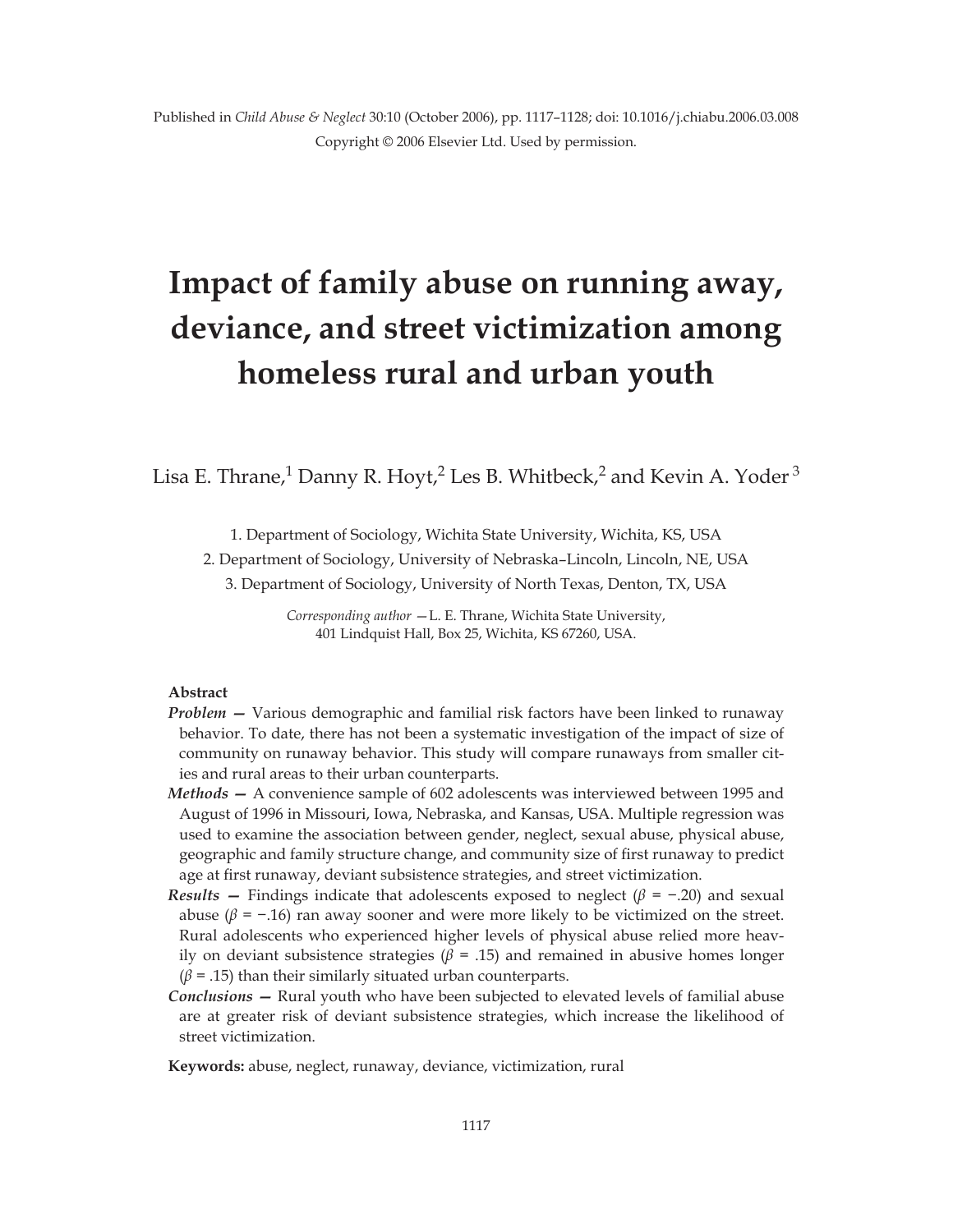Published in *Child Abuse & Neglect* 30:10 (October 2006), pp. 1117–1128; doi: 10.1016/j.chiabu.2006.03.008
Copyright © 2006 Elsevier Ltd. Used by permission.

# Impact of family abuse on running away, deviance, and street victimization among homeless rural and urban youth

Lisa E. Thrane,[1] Danny R. Hoyt,[2] Les B. Whitbeck,[2] and Kevin A. Yoder [3]

1. Department of Sociology, Wichita State University, Wichita, KS, USA
2. Department of Sociology, University of Nebraska–Lincoln, Lincoln, NE, USA
3. Department of Sociology, University of North Texas, Denton, TX, USA

*Corresponding author* —L. E. Thrane, Wichita State University, 401 Lindquist Hall, Box 25, Wichita, KS 67260, USA.

**Abstract**

***Problem —*** Various demographic and familial risk factors have been linked to runaway behavior. To date, there has not been a systematic investigation of the impact of size of community on runaway behavior. This study will compare runaways from smaller cities and rural areas to their urban counterparts.

***Methods —*** A convenience sample of 602 adolescents was interviewed between 1995 and August of 1996 in Missouri, Iowa, Nebraska, and Kansas, USA. Multiple regression was used to examine the association between gender, neglect, sexual abuse, physical abuse, geographic and family structure change, and community size of first runaway to predict age at first runaway, deviant subsistence strategies, and street victimization.

***Results —*** Findings indicate that adolescents exposed to neglect ($\beta = -.20$) and sexual abuse ($\beta = -.16$) ran away sooner and were more likely to be victimized on the street. Rural adolescents who experienced higher levels of physical abuse relied more heavily on deviant subsistence strategies ($\beta = .15$) and remained in abusive homes longer ($\beta = .15$) than their similarly situated urban counterparts.

***Conclusions —*** Rural youth who have been subjected to elevated levels of familial abuse are at greater risk of deviant subsistence strategies, which increase the likelihood of street victimization.

**Keywords:** abuse, neglect, runaway, deviance, victimization, rural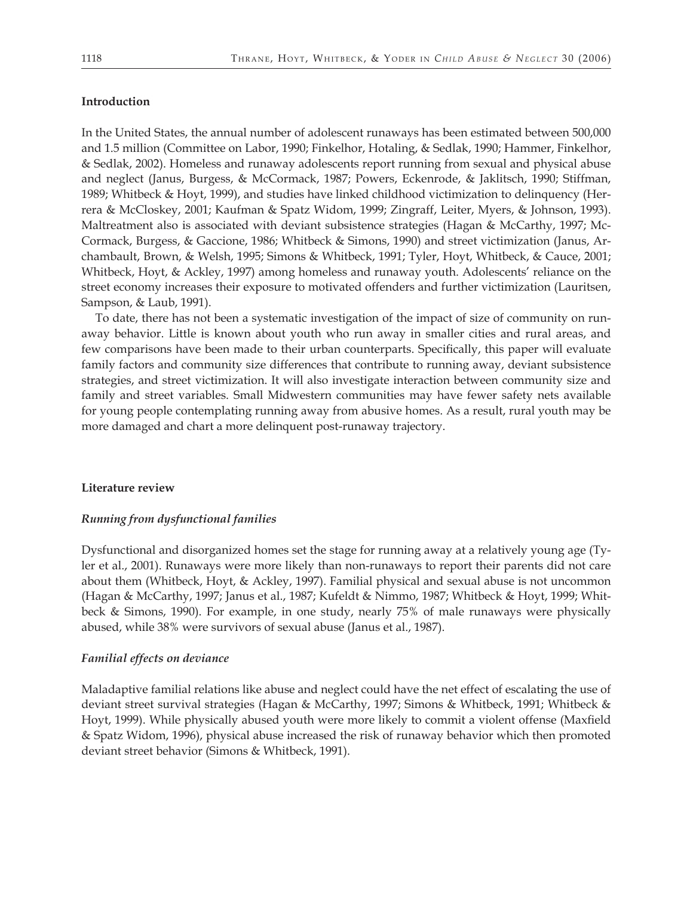## Introduction

In the United States, the annual number of adolescent runaways has been estimated between 500,000 and 1.5 million (Committee on Labor, 1990; Finkelhor, Hotaling, & Sedlak, 1990; Hammer, Finkelhor, & Sedlak, 2002). Homeless and runaway adolescents report running from sexual and physical abuse and neglect (Janus, Burgess, & McCormack, 1987; Powers, Eckenrode, & Jaklitsch, 1990; Stiffman, 1989; Whitbeck & Hoyt, 1999), and studies have linked childhood victimization to delinquency (Herrera & McCloskey, 2001; Kaufman & Spatz Widom, 1999; Zingraff, Leiter, Myers, & Johnson, 1993). Maltreatment also is associated with deviant subsistence strategies (Hagan & McCarthy, 1997; McCormack, Burgess, & Gaccione, 1986; Whitbeck & Simons, 1990) and street victimization (Janus, Archambault, Brown, & Welsh, 1995; Simons & Whitbeck, 1991; Tyler, Hoyt, Whitbeck, & Cauce, 2001; Whitbeck, Hoyt, & Ackley, 1997) among homeless and runaway youth. Adolescents' reliance on the street economy increases their exposure to motivated offenders and further victimization (Lauritsen, Sampson, & Laub, 1991).

To date, there has not been a systematic investigation of the impact of size of community on runaway behavior. Little is known about youth who run away in smaller cities and rural areas, and few comparisons have been made to their urban counterparts. Specifically, this paper will evaluate family factors and community size differences that contribute to running away, deviant subsistence strategies, and street victimization. It will also investigate interaction between community size and family and street variables. Small Midwestern communities may have fewer safety nets available for young people contemplating running away from abusive homes. As a result, rural youth may be more damaged and chart a more delinquent post-runaway trajectory.

## Literature review

### *Running from dysfunctional families*

Dysfunctional and disorganized homes set the stage for running away at a relatively young age (Tyler et al., 2001). Runaways were more likely than non-runaways to report their parents did not care about them (Whitbeck, Hoyt, & Ackley, 1997). Familial physical and sexual abuse is not uncommon (Hagan & McCarthy, 1997; Janus et al., 1987; Kufeldt & Nimmo, 1987; Whitbeck & Hoyt, 1999; Whitbeck & Simons, 1990). For example, in one study, nearly 75% of male runaways were physically abused, while 38% were survivors of sexual abuse (Janus et al., 1987).

### *Familial effects on deviance*

Maladaptive familial relations like abuse and neglect could have the net effect of escalating the use of deviant street survival strategies (Hagan & McCarthy, 1997; Simons & Whitbeck, 1991; Whitbeck & Hoyt, 1999). While physically abused youth were more likely to commit a violent offense (Maxfield & Spatz Widom, 1996), physical abuse increased the risk of runaway behavior which then promoted deviant street behavior (Simons & Whitbeck, 1991).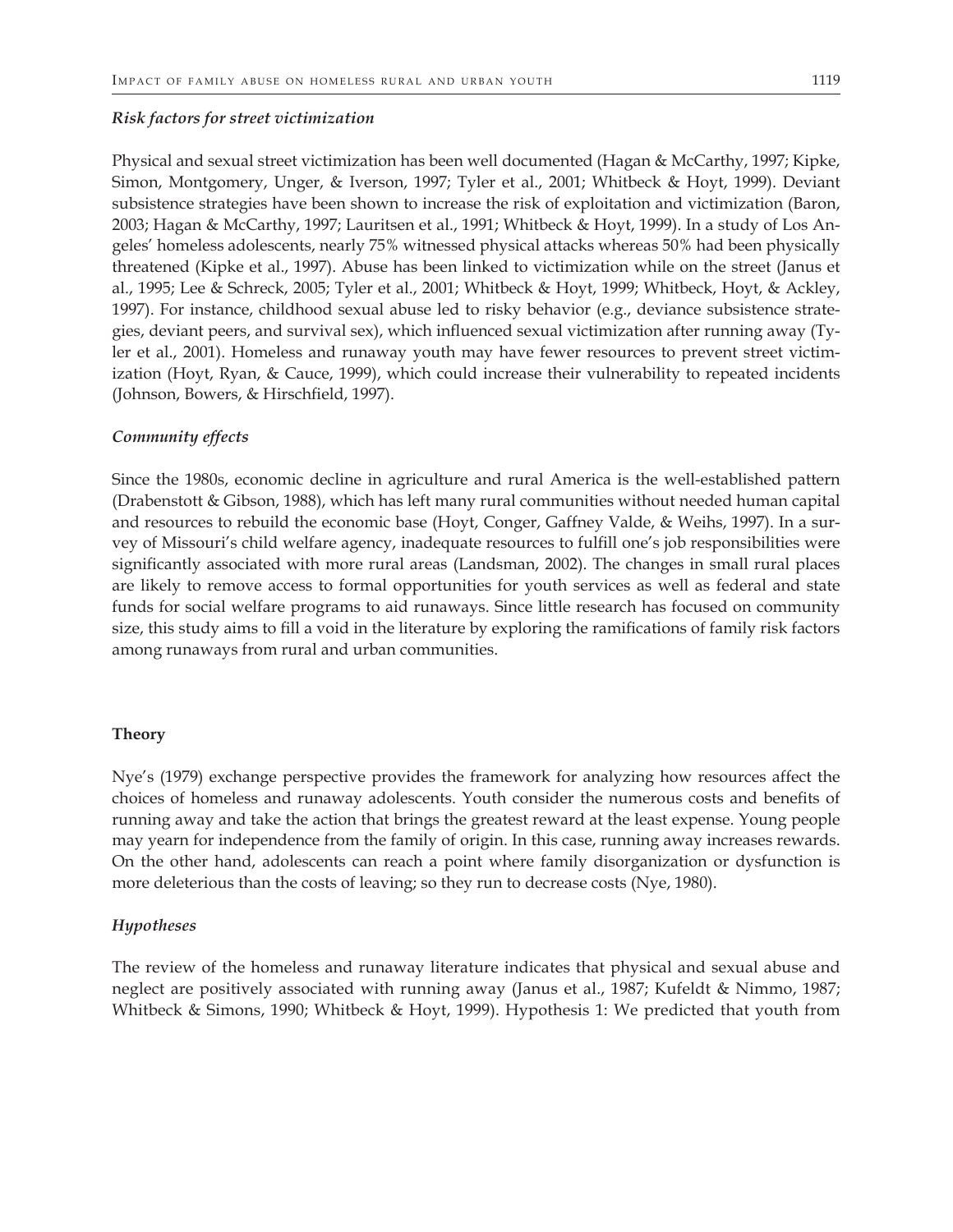### *Risk factors for street victimization*

Physical and sexual street victimization has been well documented (Hagan & McCarthy, 1997; Kipke, Simon, Montgomery, Unger, & Iverson, 1997; Tyler et al., 2001; Whitbeck & Hoyt, 1999). Deviant subsistence strategies have been shown to increase the risk of exploitation and victimization (Baron, 2003; Hagan & McCarthy, 1997; Lauritsen et al., 1991; Whitbeck & Hoyt, 1999). In a study of Los Angeles' homeless adolescents, nearly 75% witnessed physical attacks whereas 50% had been physically threatened (Kipke et al., 1997). Abuse has been linked to victimization while on the street (Janus et al., 1995; Lee & Schreck, 2005; Tyler et al., 2001; Whitbeck & Hoyt, 1999; Whitbeck, Hoyt, & Ackley, 1997). For instance, childhood sexual abuse led to risky behavior (e.g., deviance subsistence strategies, deviant peers, and survival sex), which influenced sexual victimization after running away (Tyler et al., 2001). Homeless and runaway youth may have fewer resources to prevent street victimization (Hoyt, Ryan, & Cauce, 1999), which could increase their vulnerability to repeated incidents (Johnson, Bowers, & Hirschfield, 1997).

### *Community effects*

Since the 1980s, economic decline in agriculture and rural America is the well-established pattern (Drabenstott & Gibson, 1988), which has left many rural communities without needed human capital and resources to rebuild the economic base (Hoyt, Conger, Gaffney Valde, & Weihs, 1997). In a survey of Missouri's child welfare agency, inadequate resources to fulfill one's job responsibilities were significantly associated with more rural areas (Landsman, 2002). The changes in small rural places are likely to remove access to formal opportunities for youth services as well as federal and state funds for social welfare programs to aid runaways. Since little research has focused on community size, this study aims to fill a void in the literature by exploring the ramifications of family risk factors among runaways from rural and urban communities.

## **Theory**

Nye's (1979) exchange perspective provides the framework for analyzing how resources affect the choices of homeless and runaway adolescents. Youth consider the numerous costs and benefits of running away and take the action that brings the greatest reward at the least expense. Young people may yearn for independence from the family of origin. In this case, running away increases rewards. On the other hand, adolescents can reach a point where family disorganization or dysfunction is more deleterious than the costs of leaving; so they run to decrease costs (Nye, 1980).

### *Hypotheses*

The review of the homeless and runaway literature indicates that physical and sexual abuse and neglect are positively associated with running away (Janus et al., 1987; Kufeldt & Nimmo, 1987; Whitbeck & Simons, 1990; Whitbeck & Hoyt, 1999). Hypothesis 1: We predicted that youth from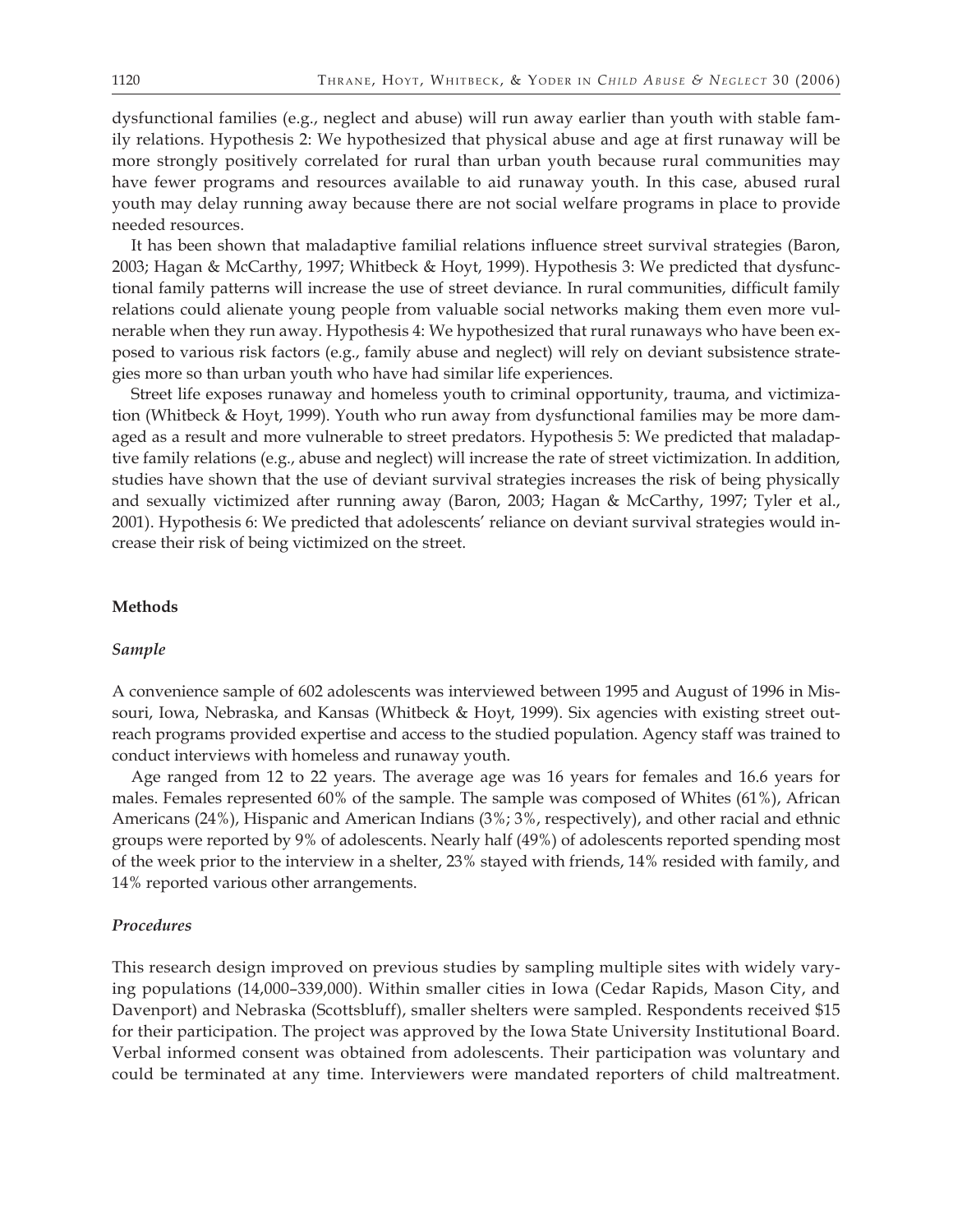dysfunctional families (e.g., neglect and abuse) will run away earlier than youth with stable family relations. Hypothesis 2: We hypothesized that physical abuse and age at first runaway will be more strongly positively correlated for rural than urban youth because rural communities may have fewer programs and resources available to aid runaway youth. In this case, abused rural youth may delay running away because there are not social welfare programs in place to provide needed resources.

It has been shown that maladaptive familial relations influence street survival strategies (Baron, 2003; Hagan & McCarthy, 1997; Whitbeck & Hoyt, 1999). Hypothesis 3: We predicted that dysfunctional family patterns will increase the use of street deviance. In rural communities, difficult family relations could alienate young people from valuable social networks making them even more vulnerable when they run away. Hypothesis 4: We hypothesized that rural runaways who have been exposed to various risk factors (e.g., family abuse and neglect) will rely on deviant subsistence strategies more so than urban youth who have had similar life experiences.

Street life exposes runaway and homeless youth to criminal opportunity, trauma, and victimization (Whitbeck & Hoyt, 1999). Youth who run away from dysfunctional families may be more damaged as a result and more vulnerable to street predators. Hypothesis 5: We predicted that maladaptive family relations (e.g., abuse and neglect) will increase the rate of street victimization. In addition, studies have shown that the use of deviant survival strategies increases the risk of being physically and sexually victimized after running away (Baron, 2003; Hagan & McCarthy, 1997; Tyler et al., 2001). Hypothesis 6: We predicted that adolescents' reliance on deviant survival strategies would increase their risk of being victimized on the street.

## Methods

### *Sample*

A convenience sample of 602 adolescents was interviewed between 1995 and August of 1996 in Missouri, Iowa, Nebraska, and Kansas (Whitbeck & Hoyt, 1999). Six agencies with existing street outreach programs provided expertise and access to the studied population. Agency staff was trained to conduct interviews with homeless and runaway youth.

Age ranged from 12 to 22 years. The average age was 16 years for females and 16.6 years for males. Females represented 60% of the sample. The sample was composed of Whites (61%), African Americans (24%), Hispanic and American Indians (3%; 3%, respectively), and other racial and ethnic groups were reported by 9% of adolescents. Nearly half (49%) of adolescents reported spending most of the week prior to the interview in a shelter, 23% stayed with friends, 14% resided with family, and 14% reported various other arrangements.

### *Procedures*

This research design improved on previous studies by sampling multiple sites with widely varying populations (14,000–339,000). Within smaller cities in Iowa (Cedar Rapids, Mason City, and Davenport) and Nebraska (Scottsbluff), smaller shelters were sampled. Respondents received $15 for their participation. The project was approved by the Iowa State University Institutional Board. Verbal informed consent was obtained from adolescents. Their participation was voluntary and could be terminated at any time. Interviewers were mandated reporters of child maltreatment.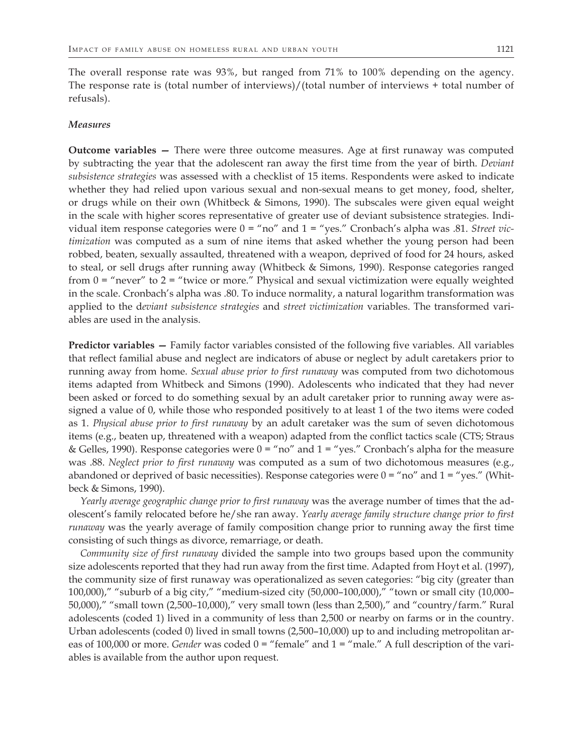The overall response rate was 93%, but ranged from 71% to 100% depending on the agency. The response rate is (total number of interviews)/(total number of interviews + total number of refusals).

### *Measures*

**Outcome variables —** There were three outcome measures. Age at first runaway was computed by subtracting the year that the adolescent ran away the first time from the year of birth. *Deviant subsistence strategies* was assessed with a checklist of 15 items. Respondents were asked to indicate whether they had relied upon various sexual and non-sexual means to get money, food, shelter, or drugs while on their own (Whitbeck & Simons, 1990). The subscales were given equal weight in the scale with higher scores representative of greater use of deviant subsistence strategies. Individual item response categories were 0 = "no" and 1 = "yes." Cronbach's alpha was .81. *Street victimization* was computed as a sum of nine items that asked whether the young person had been robbed, beaten, sexually assaulted, threatened with a weapon, deprived of food for 24 hours, asked to steal, or sell drugs after running away (Whitbeck & Simons, 1990). Response categories ranged from 0 = "never" to 2 = "twice or more." Physical and sexual victimization were equally weighted in the scale. Cronbach's alpha was .80. To induce normality, a natural logarithm transformation was applied to the d*eviant subsistence strategies* and *street victimization* variables. The transformed variables are used in the analysis.

**Predictor variables —** Family factor variables consisted of the following five variables. All variables that reflect familial abuse and neglect are indicators of abuse or neglect by adult caretakers prior to running away from home. *Sexual abuse prior to first runaway* was computed from two dichotomous items adapted from Whitbeck and Simons (1990). Adolescents who indicated that they had never been asked or forced to do something sexual by an adult caretaker prior to running away were assigned a value of 0, while those who responded positively to at least 1 of the two items were coded as 1. *Physical abuse prior to first runaway* by an adult caretaker was the sum of seven dichotomous items (e.g., beaten up, threatened with a weapon) adapted from the conflict tactics scale (CTS; Straus & Gelles, 1990). Response categories were 0 = "no" and 1 = "yes." Cronbach's alpha for the measure was .88. *Neglect prior to first runaway* was computed as a sum of two dichotomous measures (e.g., abandoned or deprived of basic necessities). Response categories were 0 = "no" and 1 = "yes." (Whitbeck & Simons, 1990).

*Yearly average geographic change prior to first runaway* was the average number of times that the adolescent's family relocated before he/she ran away. *Yearly average family structure change prior to first runaway* was the yearly average of family composition change prior to running away the first time consisting of such things as divorce, remarriage, or death.

*Community size of first runaway* divided the sample into two groups based upon the community size adolescents reported that they had run away from the first time. Adapted from Hoyt et al. (1997), the community size of first runaway was operationalized as seven categories: "big city (greater than 100,000)," "suburb of a big city," "medium-sized city (50,000–100,000)," "town or small city (10,000–50,000)," "small town (2,500–10,000)," very small town (less than 2,500)," and "country/farm." Rural adolescents (coded 1) lived in a community of less than 2,500 or nearby on farms or in the country. Urban adolescents (coded 0) lived in small towns (2,500–10,000) up to and including metropolitan areas of 100,000 or more. *Gender* was coded 0 = "female" and 1 = "male." A full description of the variables is available from the author upon request.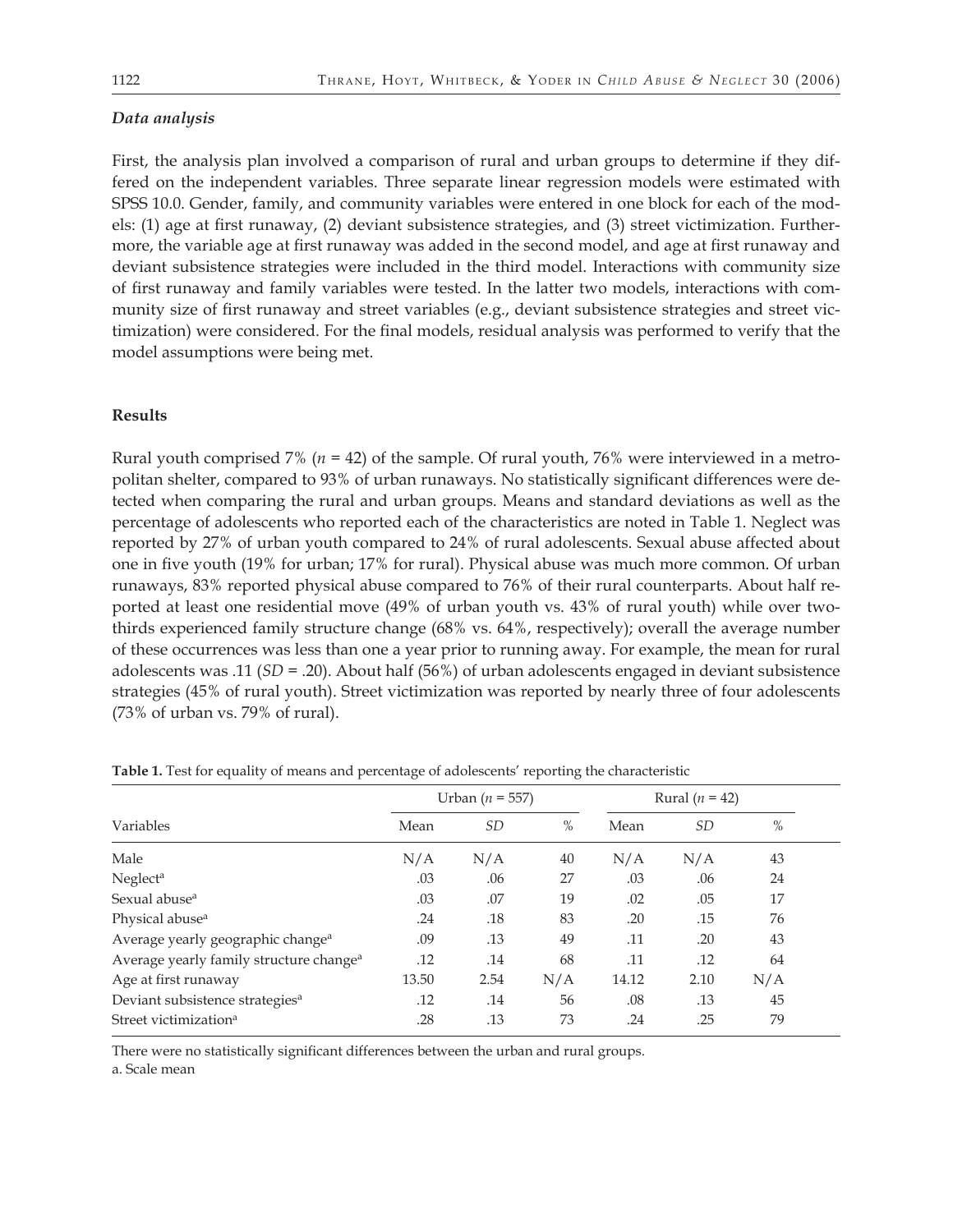### *Data analysis*

First, the analysis plan involved a comparison of rural and urban groups to determine if they differed on the independent variables. Three separate linear regression models were estimated with SPSS 10.0. Gender, family, and community variables were entered in one block for each of the models: (1) age at first runaway, (2) deviant subsistence strategies, and (3) street victimization. Furthermore, the variable age at first runaway was added in the second model, and age at first runaway and deviant subsistence strategies were included in the third model. Interactions with community size of first runaway and family variables were tested. In the latter two models, interactions with community size of first runaway and street variables (e.g., deviant subsistence strategies and street victimization) were considered. For the final models, residual analysis was performed to verify that the model assumptions were being met.

## Results

Rural youth comprised 7% ($n$ = 42) of the sample. Of rural youth, 76% were interviewed in a metropolitan shelter, compared to 93% of urban runaways. No statistically significant differences were detected when comparing the rural and urban groups. Means and standard deviations as well as the percentage of adolescents who reported each of the characteristics are noted in Table 1. Neglect was reported by 27% of urban youth compared to 24% of rural adolescents. Sexual abuse affected about one in five youth (19% for urban; 17% for rural). Physical abuse was much more common. Of urban runaways, 83% reported physical abuse compared to 76% of their rural counterparts. About half reported at least one residential move (49% of urban youth vs. 43% of rural youth) while over two-thirds experienced family structure change (68% vs. 64%, respectively); overall the average number of these occurrences was less than one a year prior to running away. For example, the mean for rural adolescents was .11 ($SD$ = .20). About half (56%) of urban adolescents engaged in deviant subsistence strategies (45% of rural youth). Street victimization was reported by nearly three of four adolescents (73% of urban vs. 79% of rural).

**Table 1.** Test for equality of means and percentage of adolescents' reporting the characteristic

| Variables | Urban ($n$ = 557) | | | Rural ($n$ = 42) | | |
|---|---|---|---|---|---|---|
| | Mean | *SD* | % | Mean | *SD* | % |
| Male | N/A | N/A | 40 | N/A | N/A | 43 |
| Neglect[a] | .03 | .06 | 27 | .03 | .06 | 24 |
| Sexual abuse[a] | .03 | .07 | 19 | .02 | .05 | 17 |
| Physical abuse[a] | .24 | .18 | 83 | .20 | .15 | 76 |
| Average yearly geographic change[a] | .09 | .13 | 49 | .11 | .20 | 43 |
| Average yearly family structure change[a] | .12 | .14 | 68 | .11 | .12 | 64 |
| Age at first runaway | 13.50 | 2.54 | N/A | 14.12 | 2.10 | N/A |
| Deviant subsistence strategies[a] | .12 | .14 | 56 | .08 | .13 | 45 |
| Street victimization[a] | .28 | .13 | 73 | .24 | .25 | 79 |

There were no statistically significant differences between the urban and rural groups.
a. Scale mean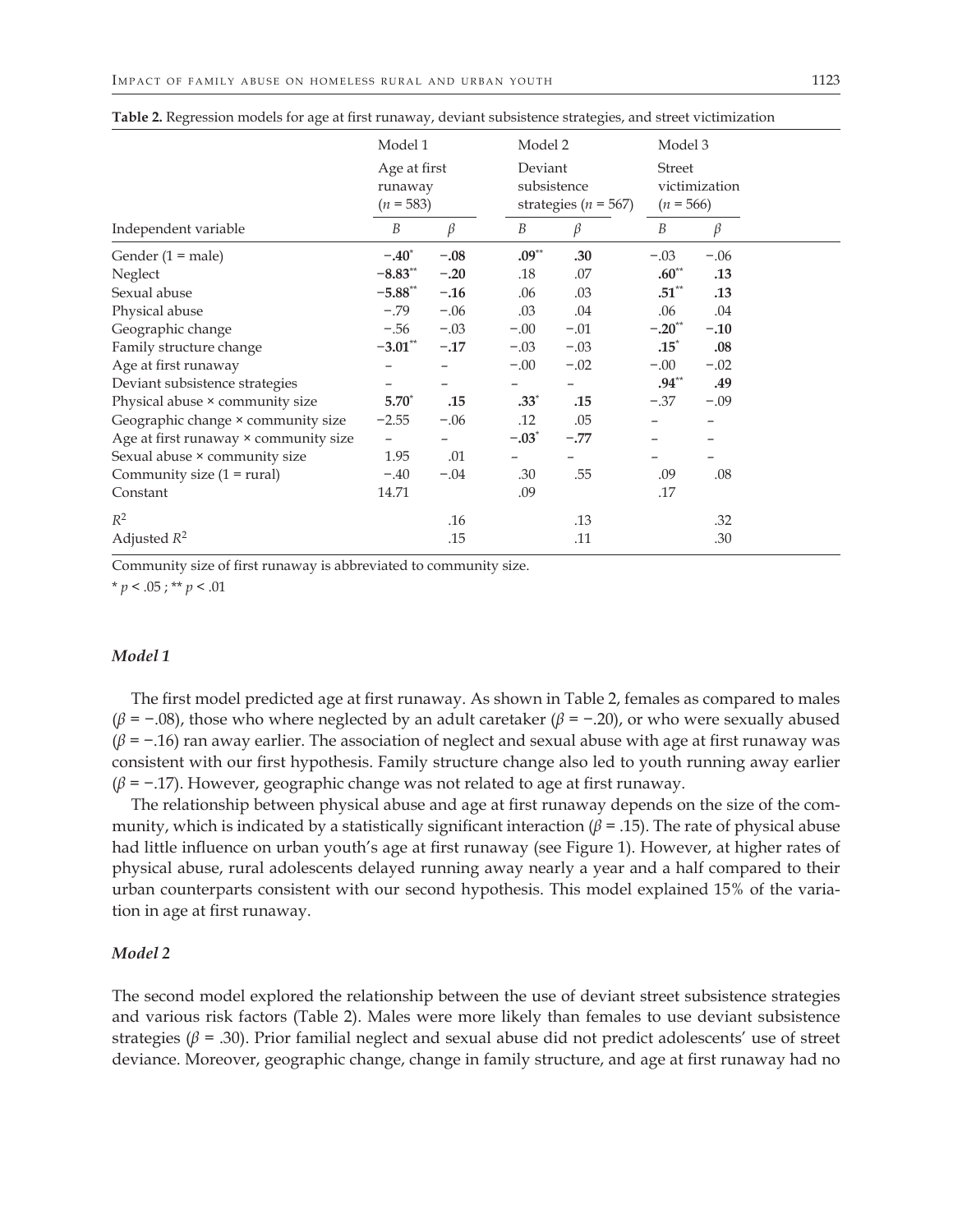**Table 2.** Regression models for age at first runaway, deviant subsistence strategies, and street victimization

| | Model 1 | | Model 2 | | Model 3 | |
|---|---|---|---|---|---|---|
| | Age at first runaway ($n$ = 583) | | Deviant subsistence strategies ($n$ = 567) | | Street victimization ($n$ = 566) | |
| Independent variable | $B$ | $\beta$ | $B$ | $\beta$ | $B$ | $\beta$ |
| Gender (1 = male) | **−.40*** | **−.08** | **.09**** | **.30** | −.03 | −.06 |
| Neglect | **−8.83**** | **−.20** | .18 | .07 | **.60**** | **.13** |
| Sexual abuse | **−5.88**** | **−.16** | .06 | .03 | **.51**** | **.13** |
| Physical abuse | −.79 | −.06 | .03 | .04 | .06 | .04 |
| Geographic change | −.56 | −.03 | −.00 | −.01 | **−.20**** | **−.10** |
| Family structure change | **−3.01**** | **−.17** | −.03 | −.03 | **.15*** | **.08** |
| Age at first runaway | – | – | −.00 | −.02 | −.00 | −.02 |
| Deviant subsistence strategies | – | – | – | – | **.94**** | **.49** |
| Physical abuse × community size | **5.70*** | **.15** | **.33*** | **.15** | −.37 | −.09 |
| Geographic change × community size | −2.55 | −.06 | .12 | .05 | – | – |
| Age at first runaway × community size | – | – | **−.03*** | **−.77** | – | – |
| Sexual abuse × community size | 1.95 | .01 | – | – | – | – |
| Community size (1 = rural) | −.40 | −.04 | .30 | .55 | .09 | .08 |
| Constant | 14.71 | | .09 | | .17 | |
| $R^2$ | | .16 | | .13 | | .32 |
| Adjusted $R^2$ | | .15 | | .11 | | .30 |

Community size of first runaway is abbreviated to community size.

* $p < .05$ ; ** $p < .01$

### *Model 1*

The first model predicted age at first runaway. As shown in Table 2, females as compared to males ($\beta = -.08$), those who where neglected by an adult caretaker ($\beta = -.20$), or who were sexually abused ($\beta = -.16$) ran away earlier. The association of neglect and sexual abuse with age at first runaway was consistent with our first hypothesis. Family structure change also led to youth running away earlier ($\beta = -.17$). However, geographic change was not related to age at first runaway.

The relationship between physical abuse and age at first runaway depends on the size of the community, which is indicated by a statistically significant interaction ($\beta = .15$). The rate of physical abuse had little influence on urban youth's age at first runaway (see Figure 1). However, at higher rates of physical abuse, rural adolescents delayed running away nearly a year and a half compared to their urban counterparts consistent with our second hypothesis. This model explained 15% of the variation in age at first runaway.

### *Model 2*

The second model explored the relationship between the use of deviant street subsistence strategies and various risk factors (Table 2). Males were more likely than females to use deviant subsistence strategies ($\beta = .30$). Prior familial neglect and sexual abuse did not predict adolescents' use of street deviance. Moreover, geographic change, change in family structure, and age at first runaway had no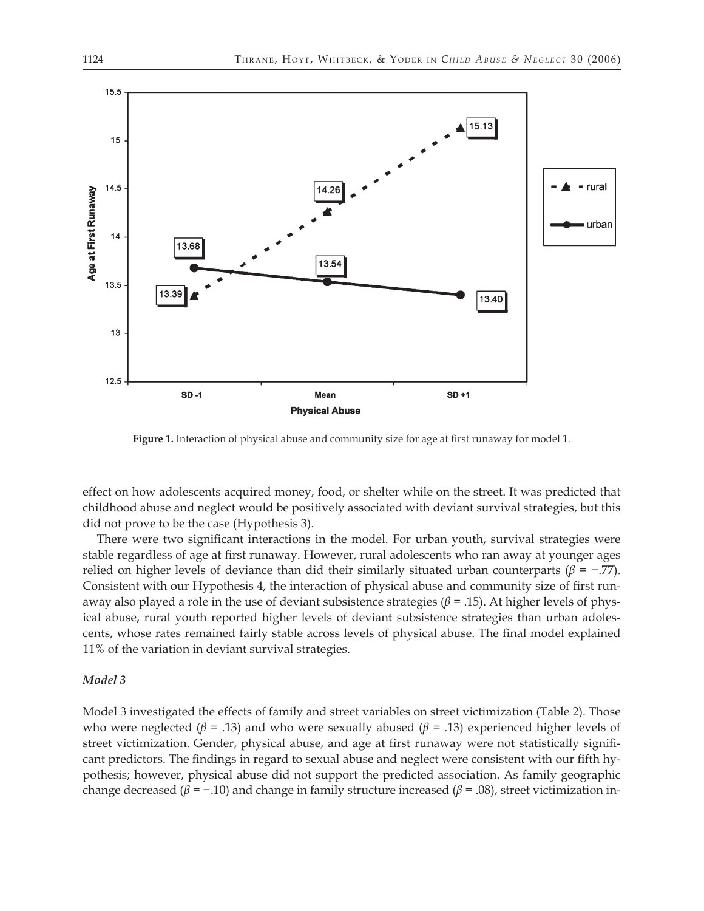**Figure 1.** Interaction of physical abuse and community size for age at first runaway for model 1.

effect on how adolescents acquired money, food, or shelter while on the street. It was predicted that childhood abuse and neglect would be positively associated with deviant survival strategies, but this did not prove to be the case (Hypothesis 3).

There were two significant interactions in the model. For urban youth, survival strategies were stable regardless of age at first runaway. However, rural adolescents who ran away at younger ages relied on higher levels of deviance than did their similarly situated urban counterparts ($\beta = -.77$). Consistent with our Hypothesis 4, the interaction of physical abuse and community size of first runaway also played a role in the use of deviant subsistence strategies ($\beta = .15$). At higher levels of physical abuse, rural youth reported higher levels of deviant subsistence strategies than urban adolescents, whose rates remained fairly stable across levels of physical abuse. The final model explained 11% of the variation in deviant survival strategies.

### *Model 3*

Model 3 investigated the effects of family and street variables on street victimization (Table 2). Those who were neglected ($\beta = .13$) and who were sexually abused ($\beta = .13$) experienced higher levels of street victimization. Gender, physical abuse, and age at first runaway were not statistically significant predictors. The findings in regard to sexual abuse and neglect were consistent with our fifth hypothesis; however, physical abuse did not support the predicted association. As family geographic change decreased ($\beta = -.10$) and change in family structure increased ($\beta = .08$), street victimization in-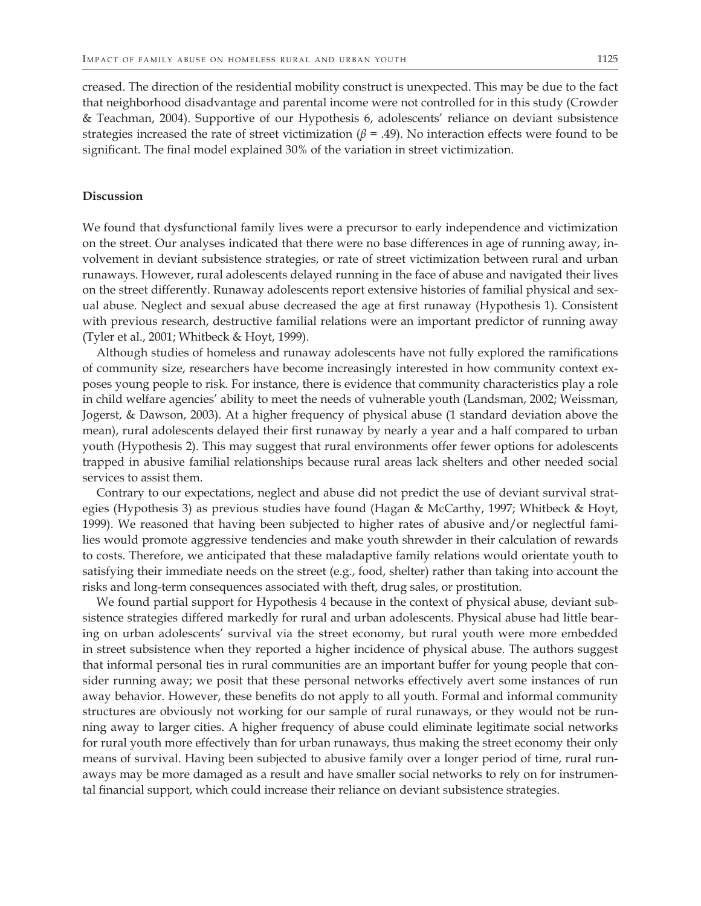creased. The direction of the residential mobility construct is unexpected. This may be due to the fact that neighborhood disadvantage and parental income were not controlled for in this study (Crowder & Teachman, 2004). Supportive of our Hypothesis 6, adolescents' reliance on deviant subsistence strategies increased the rate of street victimization ($\beta = .49$). No interaction effects were found to be significant. The final model explained 30% of the variation in street victimization.

## Discussion

We found that dysfunctional family lives were a precursor to early independence and victimization on the street. Our analyses indicated that there were no base differences in age of running away, involvement in deviant subsistence strategies, or rate of street victimization between rural and urban runaways. However, rural adolescents delayed running in the face of abuse and navigated their lives on the street differently. Runaway adolescents report extensive histories of familial physical and sexual abuse. Neglect and sexual abuse decreased the age at first runaway (Hypothesis 1). Consistent with previous research, destructive familial relations were an important predictor of running away (Tyler et al., 2001; Whitbeck & Hoyt, 1999).

Although studies of homeless and runaway adolescents have not fully explored the ramifications of community size, researchers have become increasingly interested in how community context exposes young people to risk. For instance, there is evidence that community characteristics play a role in child welfare agencies' ability to meet the needs of vulnerable youth (Landsman, 2002; Weissman, Jogerst, & Dawson, 2003). At a higher frequency of physical abuse (1 standard deviation above the mean), rural adolescents delayed their first runaway by nearly a year and a half compared to urban youth (Hypothesis 2). This may suggest that rural environments offer fewer options for adolescents trapped in abusive familial relationships because rural areas lack shelters and other needed social services to assist them.

Contrary to our expectations, neglect and abuse did not predict the use of deviant survival strategies (Hypothesis 3) as previous studies have found (Hagan & McCarthy, 1997; Whitbeck & Hoyt, 1999). We reasoned that having been subjected to higher rates of abusive and/or neglectful families would promote aggressive tendencies and make youth shrewder in their calculation of rewards to costs. Therefore, we anticipated that these maladaptive family relations would orientate youth to satisfying their immediate needs on the street (e.g., food, shelter) rather than taking into account the risks and long-term consequences associated with theft, drug sales, or prostitution.

We found partial support for Hypothesis 4 because in the context of physical abuse, deviant subsistence strategies differed markedly for rural and urban adolescents. Physical abuse had little bearing on urban adolescents' survival via the street economy, but rural youth were more embedded in street subsistence when they reported a higher incidence of physical abuse. The authors suggest that informal personal ties in rural communities are an important buffer for young people that consider running away; we posit that these personal networks effectively avert some instances of run away behavior. However, these benefits do not apply to all youth. Formal and informal community structures are obviously not working for our sample of rural runaways, or they would not be running away to larger cities. A higher frequency of abuse could eliminate legitimate social networks for rural youth more effectively than for urban runaways, thus making the street economy their only means of survival. Having been subjected to abusive family over a longer period of time, rural runaways may be more damaged as a result and have smaller social networks to rely on for instrumental financial support, which could increase their reliance on deviant subsistence strategies.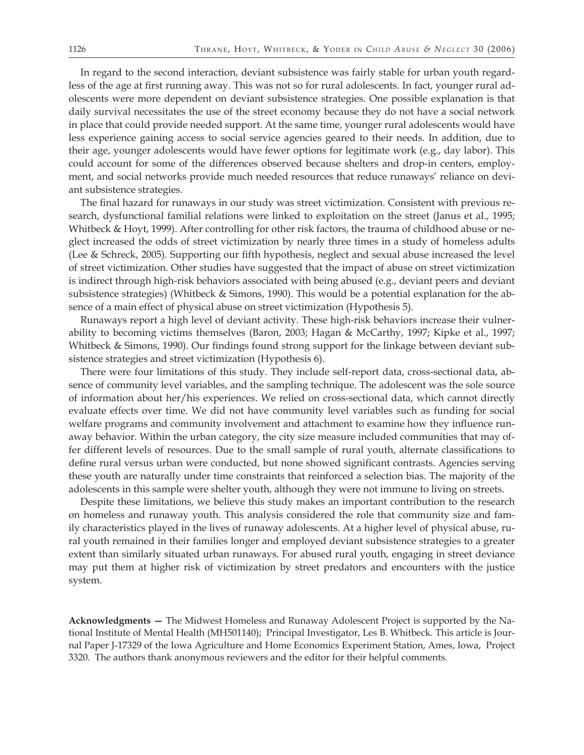In regard to the second interaction, deviant subsistence was fairly stable for urban youth regardless of the age at first running away. This was not so for rural adolescents. In fact, younger rural adolescents were more dependent on deviant subsistence strategies. One possible explanation is that daily survival necessitates the use of the street economy because they do not have a social network in place that could provide needed support. At the same time, younger rural adolescents would have less experience gaining access to social service agencies geared to their needs. In addition, due to their age, younger adolescents would have fewer options for legitimate work (e.g., day labor). This could account for some of the differences observed because shelters and drop-in centers, employment, and social networks provide much needed resources that reduce runaways' reliance on deviant subsistence strategies.

The final hazard for runaways in our study was street victimization. Consistent with previous research, dysfunctional familial relations were linked to exploitation on the street (Janus et al., 1995; Whitbeck & Hoyt, 1999). After controlling for other risk factors, the trauma of childhood abuse or neglect increased the odds of street victimization by nearly three times in a study of homeless adults (Lee & Schreck, 2005). Supporting our fifth hypothesis, neglect and sexual abuse increased the level of street victimization. Other studies have suggested that the impact of abuse on street victimization is indirect through high-risk behaviors associated with being abused (e.g., deviant peers and deviant subsistence strategies) (Whitbeck & Simons, 1990). This would be a potential explanation for the absence of a main effect of physical abuse on street victimization (Hypothesis 5).

Runaways report a high level of deviant activity. These high-risk behaviors increase their vulnerability to becoming victims themselves (Baron, 2003; Hagan & McCarthy, 1997; Kipke et al., 1997; Whitbeck & Simons, 1990). Our findings found strong support for the linkage between deviant subsistence strategies and street victimization (Hypothesis 6).

There were four limitations of this study. They include self-report data, cross-sectional data, absence of community level variables, and the sampling technique. The adolescent was the sole source of information about her/his experiences. We relied on cross-sectional data, which cannot directly evaluate effects over time. We did not have community level variables such as funding for social welfare programs and community involvement and attachment to examine how they influence runaway behavior. Within the urban category, the city size measure included communities that may offer different levels of resources. Due to the small sample of rural youth, alternate classifications to define rural versus urban were conducted, but none showed significant contrasts. Agencies serving these youth are naturally under time constraints that reinforced a selection bias. The majority of the adolescents in this sample were shelter youth, although they were not immune to living on streets.

Despite these limitations, we believe this study makes an important contribution to the research on homeless and runaway youth. This analysis considered the role that community size and family characteristics played in the lives of runaway adolescents. At a higher level of physical abuse, rural youth remained in their families longer and employed deviant subsistence strategies to a greater extent than similarly situated urban runaways. For abused rural youth, engaging in street deviance may put them at higher risk of victimization by street predators and encounters with the justice system.

**Acknowledgments —** The Midwest Homeless and Runaway Adolescent Project is supported by the National Institute of Mental Health (MH501140); Principal Investigator, Les B. Whitbeck. This article is Journal Paper J-17329 of the Iowa Agriculture and Home Economics Experiment Station, Ames, Iowa, Project 3320. The authors thank anonymous reviewers and the editor for their helpful comments.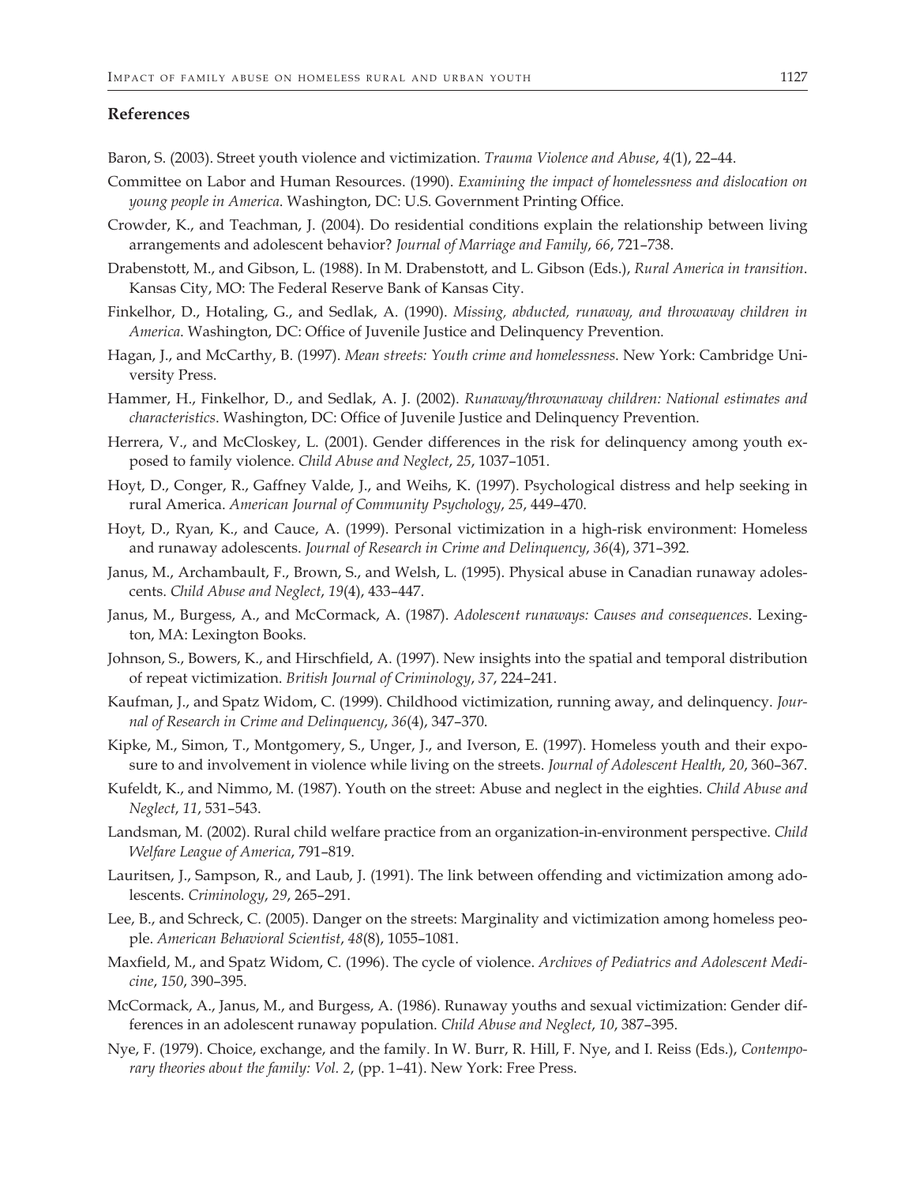## References

Baron, S. (2003). Street youth violence and victimization. *Trauma Violence and Abuse*, *4*(1), 22–44.

Committee on Labor and Human Resources. (1990). *Examining the impact of homelessness and dislocation on young people in America*. Washington, DC: U.S. Government Printing Office.

Crowder, K., and Teachman, J. (2004). Do residential conditions explain the relationship between living arrangements and adolescent behavior? *Journal of Marriage and Family*, *66*, 721–738.

Drabenstott, M., and Gibson, L. (1988). In M. Drabenstott, and L. Gibson (Eds.), *Rural America in transition*. Kansas City, MO: The Federal Reserve Bank of Kansas City.

Finkelhor, D., Hotaling, G., and Sedlak, A. (1990). *Missing, abducted, runaway, and throwaway children in America*. Washington, DC: Office of Juvenile Justice and Delinquency Prevention.

Hagan, J., and McCarthy, B. (1997). *Mean streets: Youth crime and homelessness*. New York: Cambridge University Press.

Hammer, H., Finkelhor, D., and Sedlak, A. J. (2002). *Runaway/thrownaway children: National estimates and characteristics*. Washington, DC: Office of Juvenile Justice and Delinquency Prevention.

Herrera, V., and McCloskey, L. (2001). Gender differences in the risk for delinquency among youth exposed to family violence. *Child Abuse and Neglect*, *25*, 1037–1051.

Hoyt, D., Conger, R., Gaffney Valde, J., and Weihs, K. (1997). Psychological distress and help seeking in rural America. *American Journal of Community Psychology*, *25*, 449–470.

Hoyt, D., Ryan, K., and Cauce, A. (1999). Personal victimization in a high-risk environment: Homeless and runaway adolescents. *Journal of Research in Crime and Delinquency*, *36*(4), 371–392.

Janus, M., Archambault, F., Brown, S., and Welsh, L. (1995). Physical abuse in Canadian runaway adolescents. *Child Abuse and Neglect*, *19*(4), 433–447.

Janus, M., Burgess, A., and McCormack, A. (1987). *Adolescent runaways: Causes and consequences*. Lexington, MA: Lexington Books.

Johnson, S., Bowers, K., and Hirschfield, A. (1997). New insights into the spatial and temporal distribution of repeat victimization. *British Journal of Criminology*, *37*, 224–241.

Kaufman, J., and Spatz Widom, C. (1999). Childhood victimization, running away, and delinquency. *Journal of Research in Crime and Delinquency*, *36*(4), 347–370.

Kipke, M., Simon, T., Montgomery, S., Unger, J., and Iverson, E. (1997). Homeless youth and their exposure to and involvement in violence while living on the streets. *Journal of Adolescent Health*, *20*, 360–367.

Kufeldt, K., and Nimmo, M. (1987). Youth on the street: Abuse and neglect in the eighties. *Child Abuse and Neglect*, *11*, 531–543.

Landsman, M. (2002). Rural child welfare practice from an organization-in-environment perspective. *Child Welfare League of America*, 791–819.

Lauritsen, J., Sampson, R., and Laub, J. (1991). The link between offending and victimization among adolescents. *Criminology*, *29*, 265–291.

Lee, B., and Schreck, C. (2005). Danger on the streets: Marginality and victimization among homeless people. *American Behavioral Scientist*, *48*(8), 1055–1081.

Maxfield, M., and Spatz Widom, C. (1996). The cycle of violence. *Archives of Pediatrics and Adolescent Medicine*, *150*, 390–395.

McCormack, A., Janus, M., and Burgess, A. (1986). Runaway youths and sexual victimization: Gender differences in an adolescent runaway population. *Child Abuse and Neglect*, *10*, 387–395.

Nye, F. (1979). Choice, exchange, and the family. In W. Burr, R. Hill, F. Nye, and I. Reiss (Eds.), *Contemporary theories about the family: Vol. 2*, (pp. 1–41). New York: Free Press.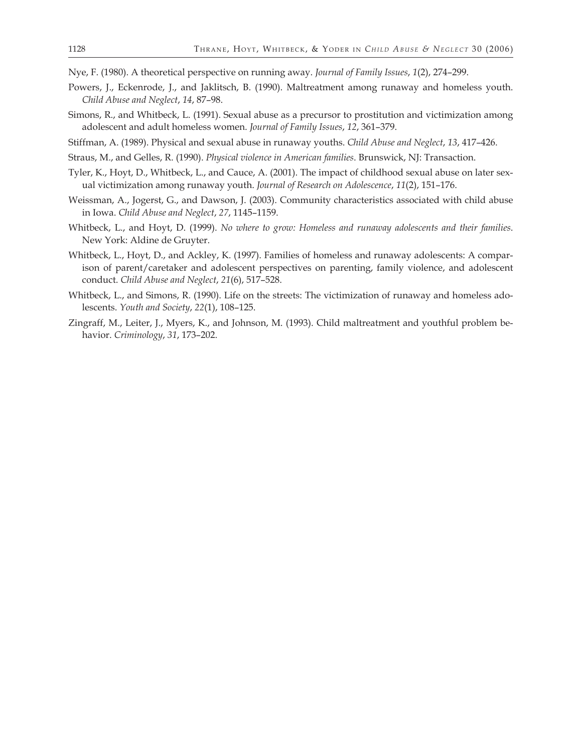Nye, F. (1980). A theoretical perspective on running away. *Journal of Family Issues*, *1*(2), 274–299.

Powers, J., Eckenrode, J., and Jaklitsch, B. (1990). Maltreatment among runaway and homeless youth. *Child Abuse and Neglect*, *14*, 87–98.

Simons, R., and Whitbeck, L. (1991). Sexual abuse as a precursor to prostitution and victimization among adolescent and adult homeless women. *Journal of Family Issues*, *12*, 361–379.

Stiffman, A. (1989). Physical and sexual abuse in runaway youths. *Child Abuse and Neglect*, *13*, 417–426.

Straus, M., and Gelles, R. (1990). *Physical violence in American families*. Brunswick, NJ: Transaction.

Tyler, K., Hoyt, D., Whitbeck, L., and Cauce, A. (2001). The impact of childhood sexual abuse on later sexual victimization among runaway youth. *Journal of Research on Adolescence*, *11*(2), 151–176.

Weissman, A., Jogerst, G., and Dawson, J. (2003). Community characteristics associated with child abuse in Iowa. *Child Abuse and Neglect*, *27*, 1145–1159.

Whitbeck, L., and Hoyt, D. (1999). *No where to grow: Homeless and runaway adolescents and their families*. New York: Aldine de Gruyter.

Whitbeck, L., Hoyt, D., and Ackley, K. (1997). Families of homeless and runaway adolescents: A comparison of parent/caretaker and adolescent perspectives on parenting, family violence, and adolescent conduct. *Child Abuse and Neglect*, *21*(6), 517–528.

Whitbeck, L., and Simons, R. (1990). Life on the streets: The victimization of runaway and homeless adolescents. *Youth and Society*, *22*(1), 108–125.

Zingraff, M., Leiter, J., Myers, K., and Johnson, M. (1993). Child maltreatment and youthful problem behavior. *Criminology*, *31*, 173–202.